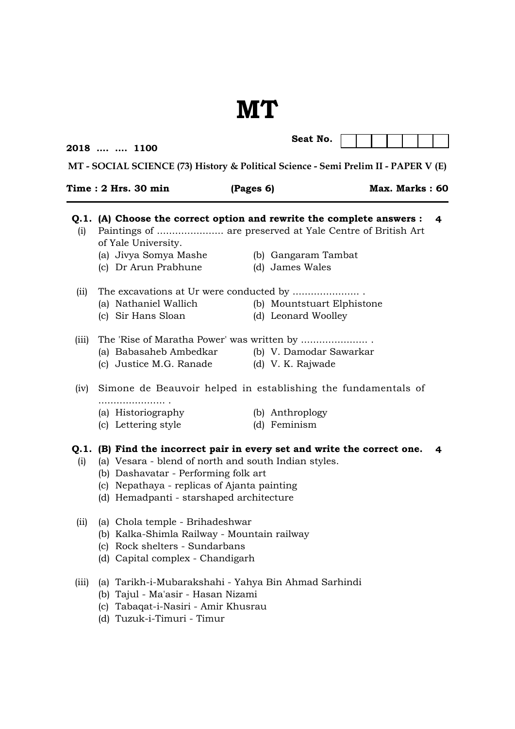# MT

**Seat No.** | | | | | | | | |

**2018 .... .... 1100**

**MT - SOCIAL SCIENCE (73) History & Political Science - Semi Prelim II - PAPER V (E)**

**Time : 2 Hrs. 30 min** **(Pages 6)** **Max. Marks : 60**

---

**Q.1. (A) Choose the correct option and rewrite the complete answers :** **4**

(i) Paintings of ...................... are preserved at Yale Centre of British Art of Yale University.
- (a) Jivya Somya Mashe
- (b) Gangaram Tambat
- (c) Dr Arun Prabhune
- (d) James Wales

(ii) The excavations at Ur were conducted by ...................... .
- (a) Nathaniel Wallich
- (b) Mountstuart Elphistone
- (c) Sir Hans Sloan
- (d) Leonard Woolley

(iii) The 'Rise of Maratha Power' was written by ...................... .
- (a) Babasaheb Ambedkar
- (b) V. Damodar Sawarkar
- (c) Justice M.G. Ranade
- (d) V. K. Rajwade

(iv) Simone de Beauvoir helped in establishing the fundamentals of ...................... .
- (a) Historiography
- (b) Anthroplogy
- (c) Lettering style
- (d) Feminism

**Q.1. (B) Find the incorrect pair in every set and write the correct one.** **4**

(i)
- (a) Vesara - blend of north and south Indian styles.
- (b) Dashavatar - Performing folk art
- (c) Nepathaya - replicas of Ajanta painting
- (d) Hemadpanti - starshaped architecture

(ii)
- (a) Chola temple - Brihadeshwar
- (b) Kalka-Shimla Railway - Mountain railway
- (c) Rock shelters - Sundarbans
- (d) Capital complex - Chandigarh

(iii)
- (a) Tarikh-i-Mubarakshahi - Yahya Bin Ahmad Sarhindi
- (b) Tajul - Ma'asir - Hasan Nizami
- (c) Tabaqat-i-Nasiri - Amir Khusrau
- (d) Tuzuk-i-Timuri - Timur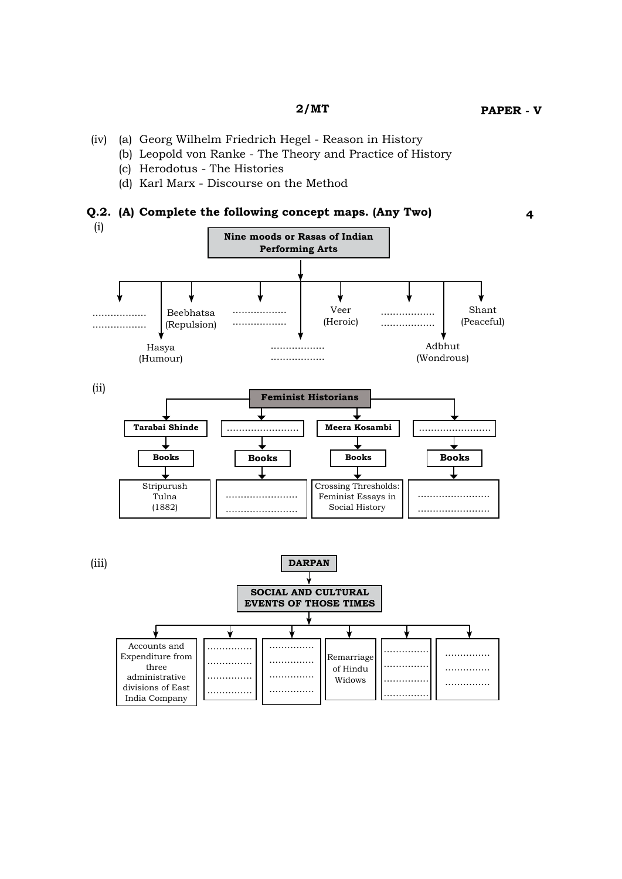(iv) (a) Georg Wilhelm Friedrich Hegel - Reason in History
(b) Leopold von Ranke - The Theory and Practice of History
(c) Herodotus - The Histories
(d) Karl Marx - Discourse on the Method

**Q.2. (A) Complete the following concept maps. (Any Two)** **4**

(i)

**Nine moods or Rasas of Indian Performing Arts**

- ..................
- Hasya (Humour)
- Beebhatsa (Repulsion)
- ..................
- ..................
- Veer (Heroic)
- ..................
- Adbhut (Wondrous)
- Shant (Peaceful)

(ii)

**Feminist Historians**

- **Tarabai Shinde** → **Books** → Stripurush Tulna (1882)
- ........................ → **Books** → ........................
- **Meera Kosambi** → **Books** → Crossing Thresholds: Feminist Essays in Social History
- ........................ → **Books** → ........................

(iii)

**DARPAN**

**SOCIAL AND CULTURAL EVENTS OF THOSE TIMES**

- Accounts and Expenditure from three administrative divisions of East India Company
- ..............
- ..............
- Remarriage of Hindu Widows
- ..............
- ..............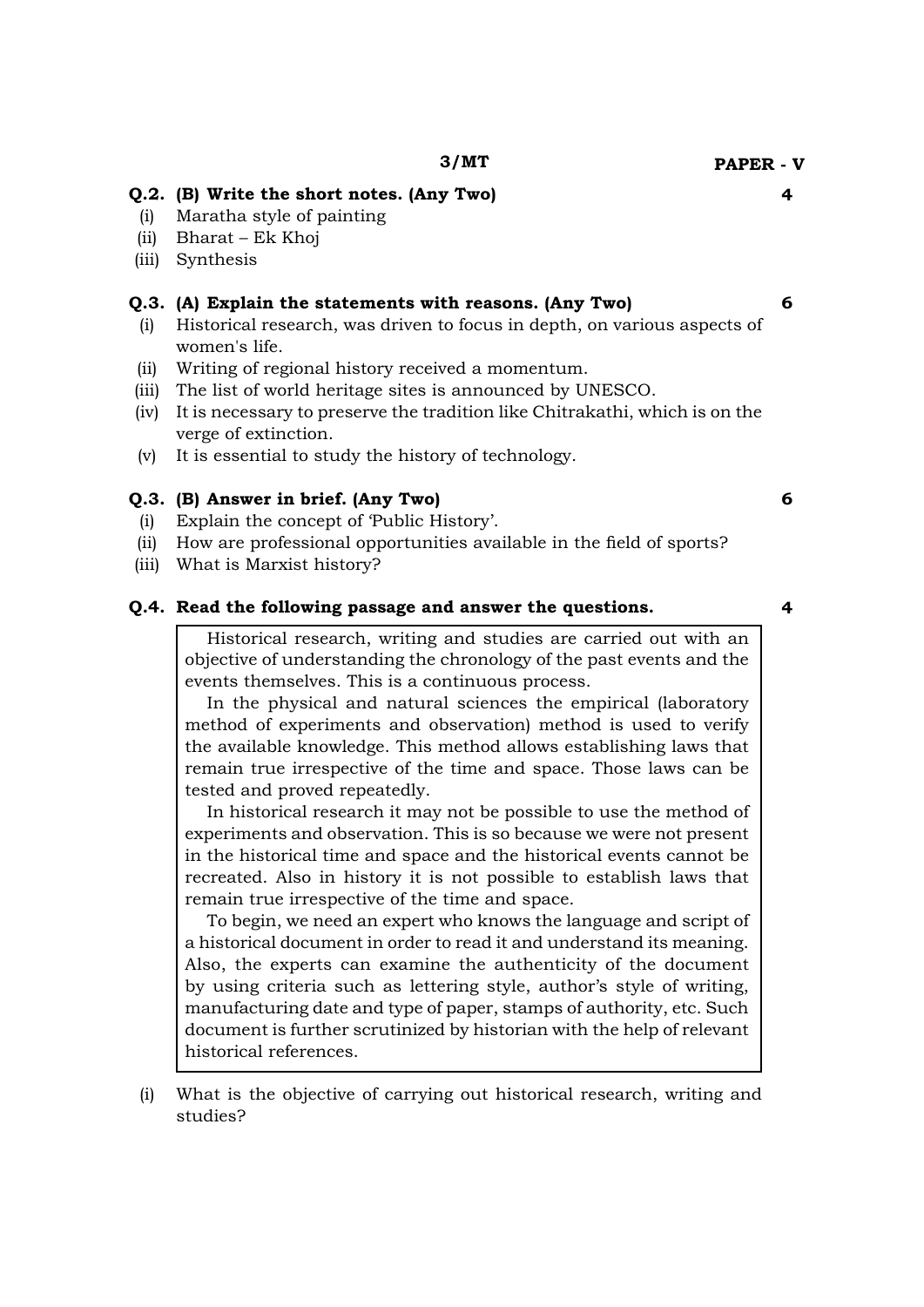**Q.2. (B) Write the short notes. (Any Two)** **4**

(i) Maratha style of painting

(ii) Bharat – Ek Khoj

(iii) Synthesis

**Q.3. (A) Explain the statements with reasons. (Any Two)** **6**

(i) Historical research, was driven to focus in depth, on various aspects of women's life.

(ii) Writing of regional history received a momentum.

(iii) The list of world heritage sites is announced by UNESCO.

(iv) It is necessary to preserve the tradition like Chitrakathi, which is on the verge of extinction.

(v) It is essential to study the history of technology.

**Q.3. (B) Answer in brief. (Any Two)** **6**

(i) Explain the concept of 'Public History'.

(ii) How are professional opportunities available in the field of sports?

(iii) What is Marxist history?

**Q.4. Read the following passage and answer the questions.** **4**

> Historical research, writing and studies are carried out with an objective of understanding the chronology of the past events and the events themselves. This is a continuous process.
>
> In the physical and natural sciences the empirical (laboratory method of experiments and observation) method is used to verify the available knowledge. This method allows establishing laws that remain true irrespective of the time and space. Those laws can be tested and proved repeatedly.
>
> In historical research it may not be possible to use the method of experiments and observation. This is so because we were not present in the historical time and space and the historical events cannot be recreated. Also in history it is not possible to establish laws that remain true irrespective of the time and space.
>
> To begin, we need an expert who knows the language and script of a historical document in order to read it and understand its meaning. Also, the experts can examine the authenticity of the document by using criteria such as lettering style, author's style of writing, manufacturing date and type of paper, stamps of authority, etc. Such document is further scrutinized by historian with the help of relevant historical references.

(i) What is the objective of carrying out historical research, writing and studies?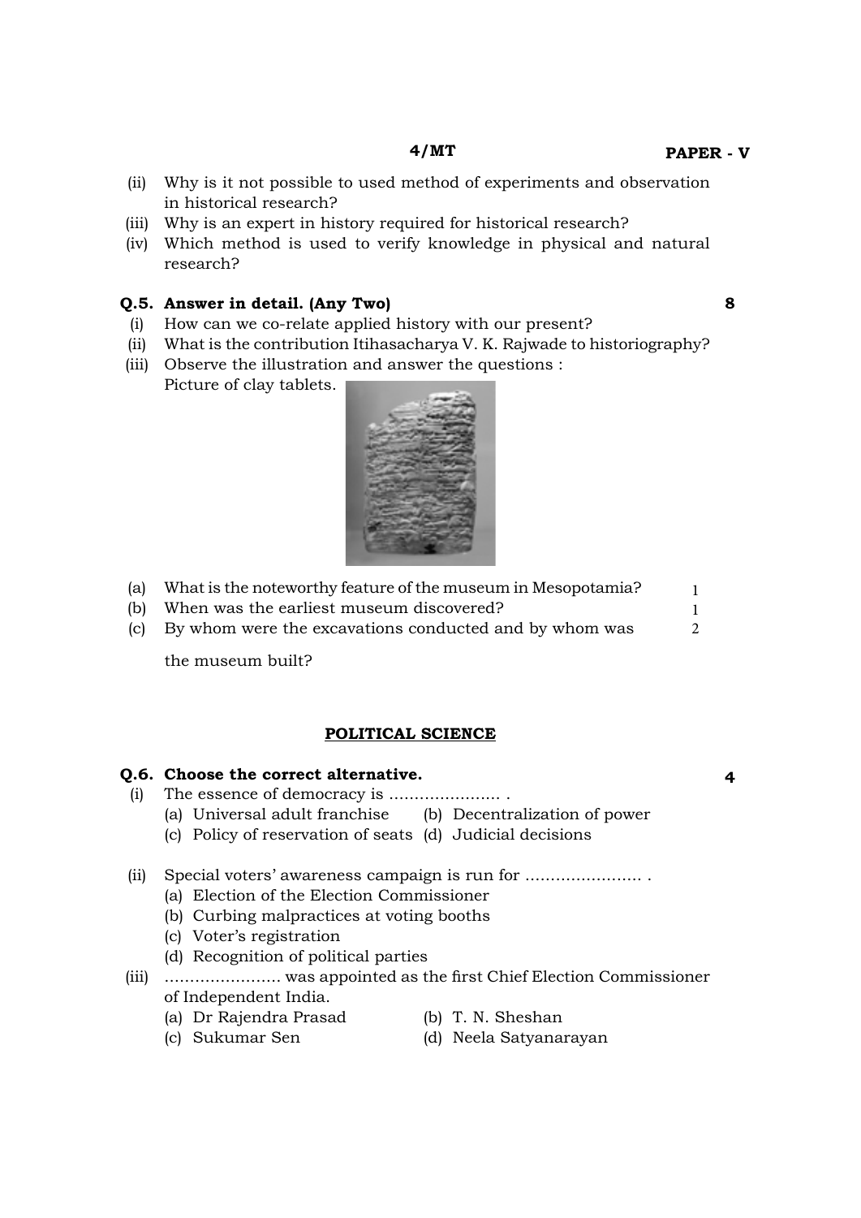(ii) Why is it not possible to used method of experiments and observation in historical research?

(iii) Why is an expert in history required for historical research?

(iv) Which method is used to verify knowledge in physical and natural research?

**Q.5. Answer in detail. (Any Two)** **8**

(i) How can we co-relate applied history with our present?

(ii) What is the contribution Itihasacharya V. K. Rajwade to historiography?

(iii) Observe the illustration and answer the questions :

Picture of clay tablets.

(a) What is the noteworthy feature of the museum in Mesopotamia? 1

(b) When was the earliest museum discovered? 1

(c) By whom were the excavations conducted and by whom was the museum built? 2

## POLITICAL SCIENCE

**Q.6. Choose the correct alternative.** **4**

(i) The essence of democracy is ...................... .

(a) Universal adult franchise (b) Decentralization of power

(c) Policy of reservation of seats (d) Judicial decisions

(ii) Special voters' awareness campaign is run for ....................... .

(a) Election of the Election Commissioner

(b) Curbing malpractices at voting booths

(c) Voter's registration

(d) Recognition of political parties

(iii) ....................... was appointed as the first Chief Election Commissioner of Independent India.

(a) Dr Rajendra Prasad (b) T. N. Sheshan

(c) Sukumar Sen (d) Neela Satyanarayan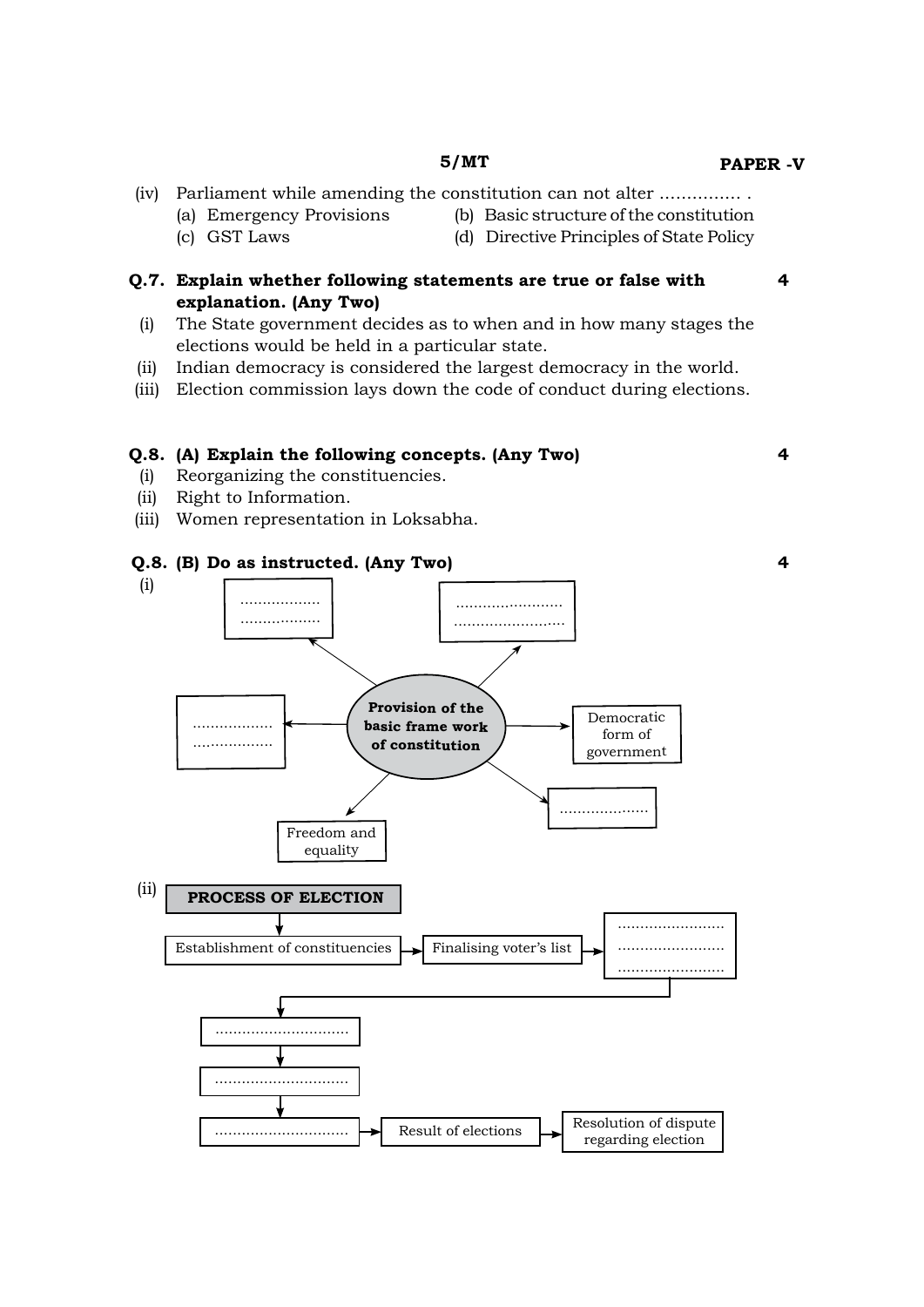(iv) Parliament while amending the constitution can not alter ............... .

(a) Emergency Provisions
(b) Basic structure of the constitution
(c) GST Laws
(d) Directive Principles of State Policy

**Q.7. Explain whether following statements are true or false with explanation. (Any Two)** **4**

(i) The State government decides as to when and in how many stages the elections would be held in a particular state.

(ii) Indian democracy is considered the largest democracy in the world.

(iii) Election commission lays down the code of conduct during elections.

**Q.8. (A) Explain the following concepts. (Any Two)** **4**

(i) Reorganizing the constituencies.

(ii) Right to Information.

(iii) Women representation in Loksabha.

**Q.8. (B) Do as instructed. (Any Two)** **4**

(i)

Provision of the basic frame work of constitution

..................
..................

........................
........................

..................
..................

Democratic form of government

....................

Freedom and equality

(ii)

PROCESS OF ELECTION

Establishment of constituencies → Finalising voter's list → ........................ ........................ ........................

→ ............................. → ............................. → ............................. → Result of elections → Resolution of dispute regarding election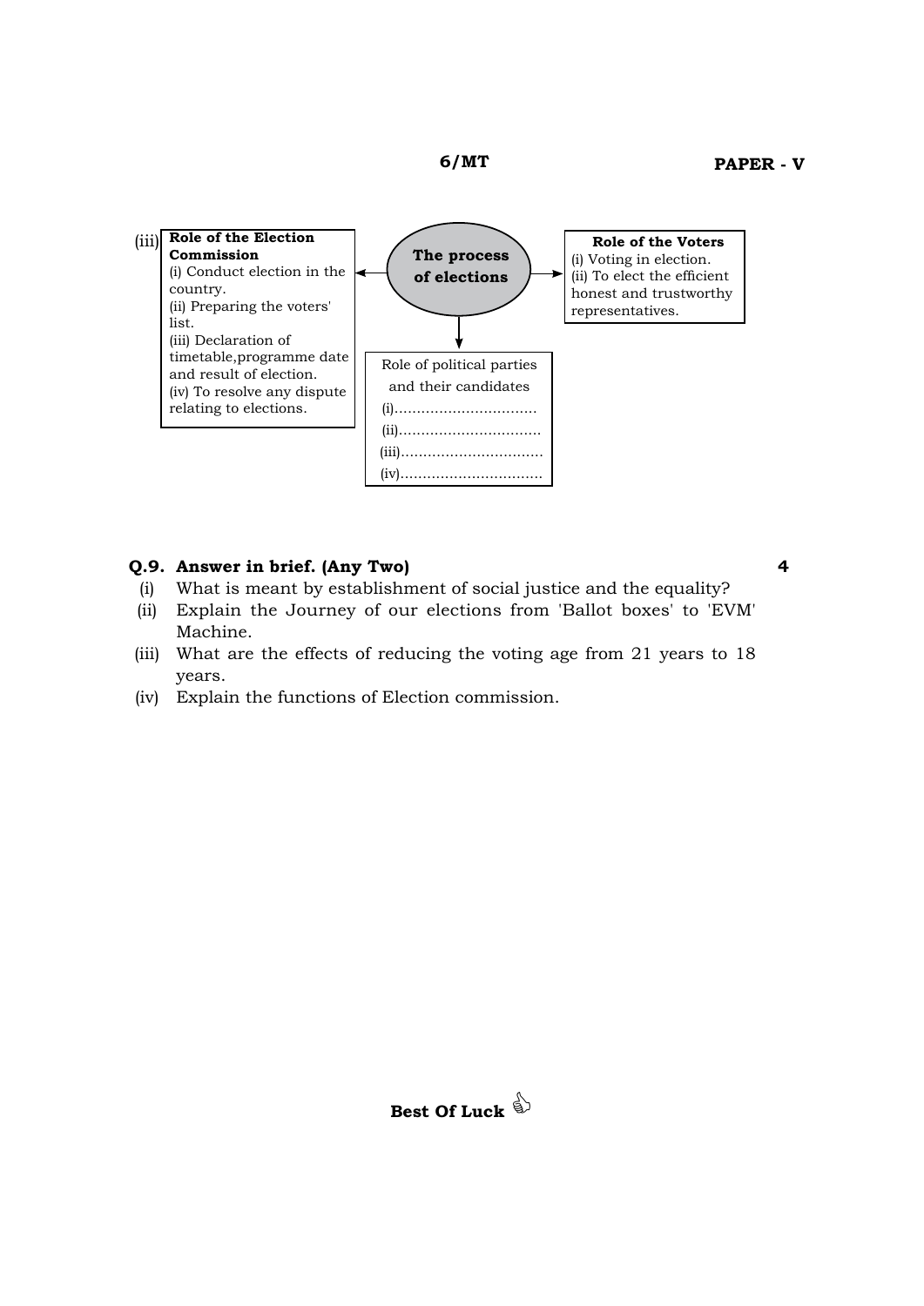(iii)

**Role of the Election Commission**
(i) Conduct election in the country.
(ii) Preparing the voters' list.
(iii) Declaration of timetable,programme date and result of election.
(iv) To resolve any dispute relating to elections.

**The process of elections**

**Role of the Voters**
(i) Voting in election.
(ii) To elect the efficient honest and trustworthy representatives.

Role of political parties and their candidates
(i)................................
(ii)................................
(iii)................................
(iv)................................

**Q.9. Answer in brief. (Any Two)** **4**

(i) What is meant by establishment of social justice and the equality?

(ii) Explain the Journey of our elections from 'Ballot boxes' to 'EVM' Machine.

(iii) What are the effects of reducing the voting age from 21 years to 18 years.

(iv) Explain the functions of Election commission.

**Best Of Luck**